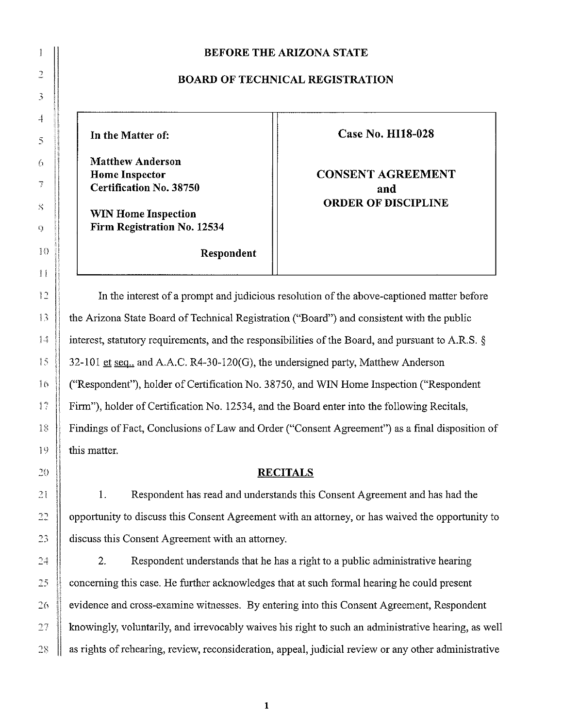# BEFORE THE ARIZONA STATE

# BOARD OF TECHNICAL REGISTRATION

| In the Matter of: <br><br> **Matthew Anderson** <br> **Home Inspector** <br> **Certification No. 38750** <br><br> **WIN Home Inspection** <br> **Firm Registration No. 12534** <br><br> **Respondent** | **Case No. HI18-028** <br><br> **CONSENT AGREEMENT** <br> **and** <br> **ORDER OF DISCIPLINE** |
|---|---|

In the interest of a prompt and judicious resolution of the above-captioned matter before the Arizona State Board of Technical Registration ("Board") and consistent with the public interest, statutory requirements, and the responsibilities of the Board, and pursuant to A.R.S. § 32-101 et seq., and A.A.C. R4-30-120(G), the undersigned party, Matthew Anderson ("Respondent"), holder of Certification No. 38750, and WIN Home Inspection ("Respondent Firm"), holder of Certification No. 12534, and the Board enter into the following Recitals, Findings of Fact, Conclusions of Law and Order ("Consent Agreement") as a final disposition of this matter.

## RECITALS

1. Respondent has read and understands this Consent Agreement and has had the opportunity to discuss this Consent Agreement with an attorney, or has waived the opportunity to discuss this Consent Agreement with an attorney.

2. Respondent understands that he has a right to a public administrative hearing concerning this case. He further acknowledges that at such formal hearing he could present evidence and cross-examine witnesses. By entering into this Consent Agreement, Respondent knowingly, voluntarily, and irrevocably waives his right to such an administrative hearing, as well as rights of rehearing, review, reconsideration, appeal, judicial review or any other administrative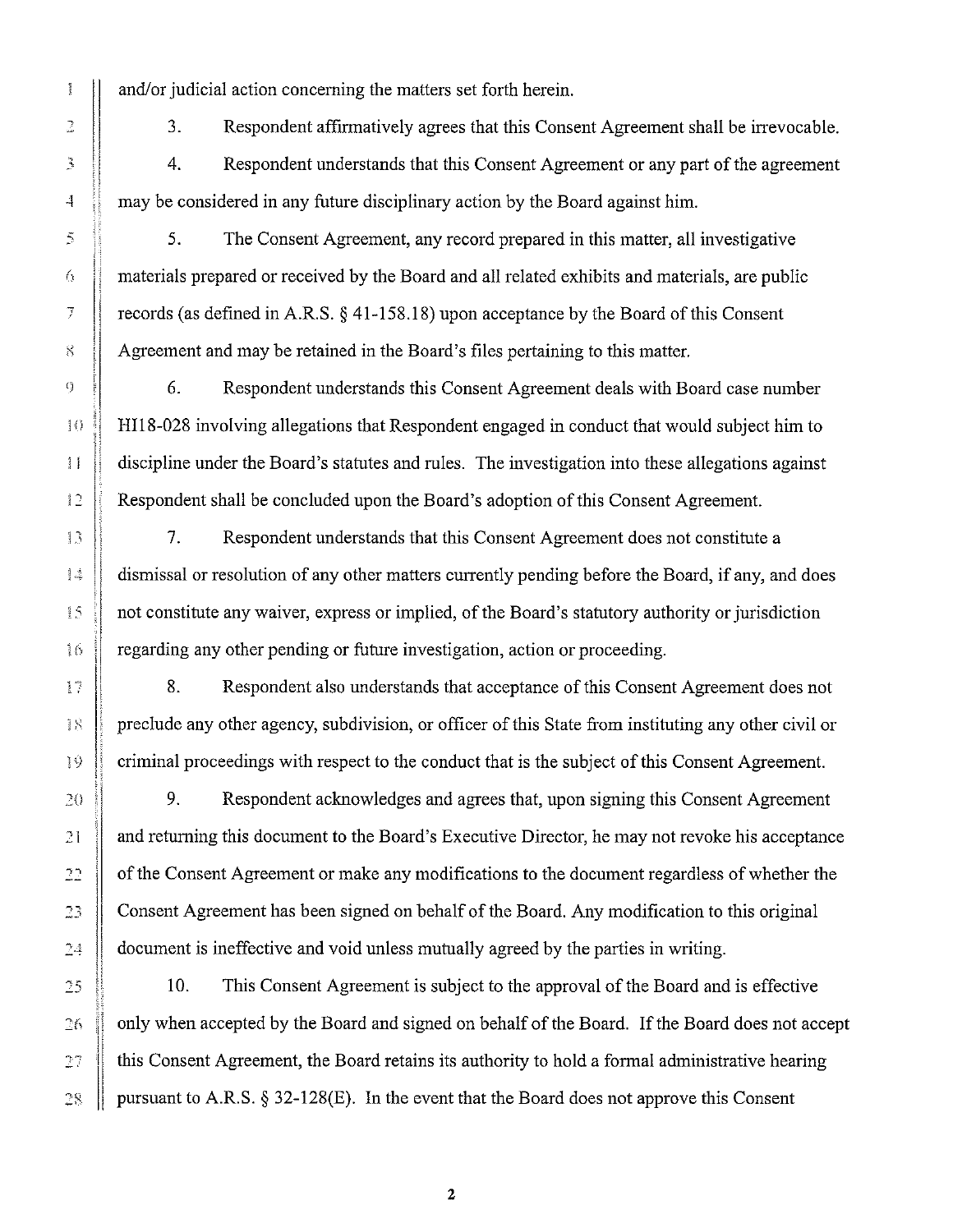and/or judicial action concerning the matters set forth herein.

3. Respondent affirmatively agrees that this Consent Agreement shall be irrevocable.

4. Respondent understands that this Consent Agreement or any part of the agreement may be considered in any future disciplinary action by the Board against him.

5. The Consent Agreement, any record prepared in this matter, all investigative materials prepared or received by the Board and all related exhibits and materials, are public records (as defined in A.R.S. § 41-158.18) upon acceptance by the Board of this Consent Agreement and may be retained in the Board's files pertaining to this matter.

6. Respondent understands this Consent Agreement deals with Board case number HI18-028 involving allegations that Respondent engaged in conduct that would subject him to discipline under the Board's statutes and rules. The investigation into these allegations against Respondent shall be concluded upon the Board's adoption of this Consent Agreement.

7. Respondent understands that this Consent Agreement does not constitute a dismissal or resolution of any other matters currently pending before the Board, if any, and does not constitute any waiver, express or implied, of the Board's statutory authority or jurisdiction regarding any other pending or future investigation, action or proceeding.

8. Respondent also understands that acceptance of this Consent Agreement does not preclude any other agency, subdivision, or officer of this State from instituting any other civil or criminal proceedings with respect to the conduct that is the subject of this Consent Agreement.

9. Respondent acknowledges and agrees that, upon signing this Consent Agreement and returning this document to the Board's Executive Director, he may not revoke his acceptance of the Consent Agreement or make any modifications to the document regardless of whether the Consent Agreement has been signed on behalf of the Board. Any modification to this original document is ineffective and void unless mutually agreed by the parties in writing.

10. This Consent Agreement is subject to the approval of the Board and is effective only when accepted by the Board and signed on behalf of the Board. If the Board does not accept this Consent Agreement, the Board retains its authority to hold a formal administrative hearing pursuant to A.R.S. § 32-128(E). In the event that the Board does not approve this Consent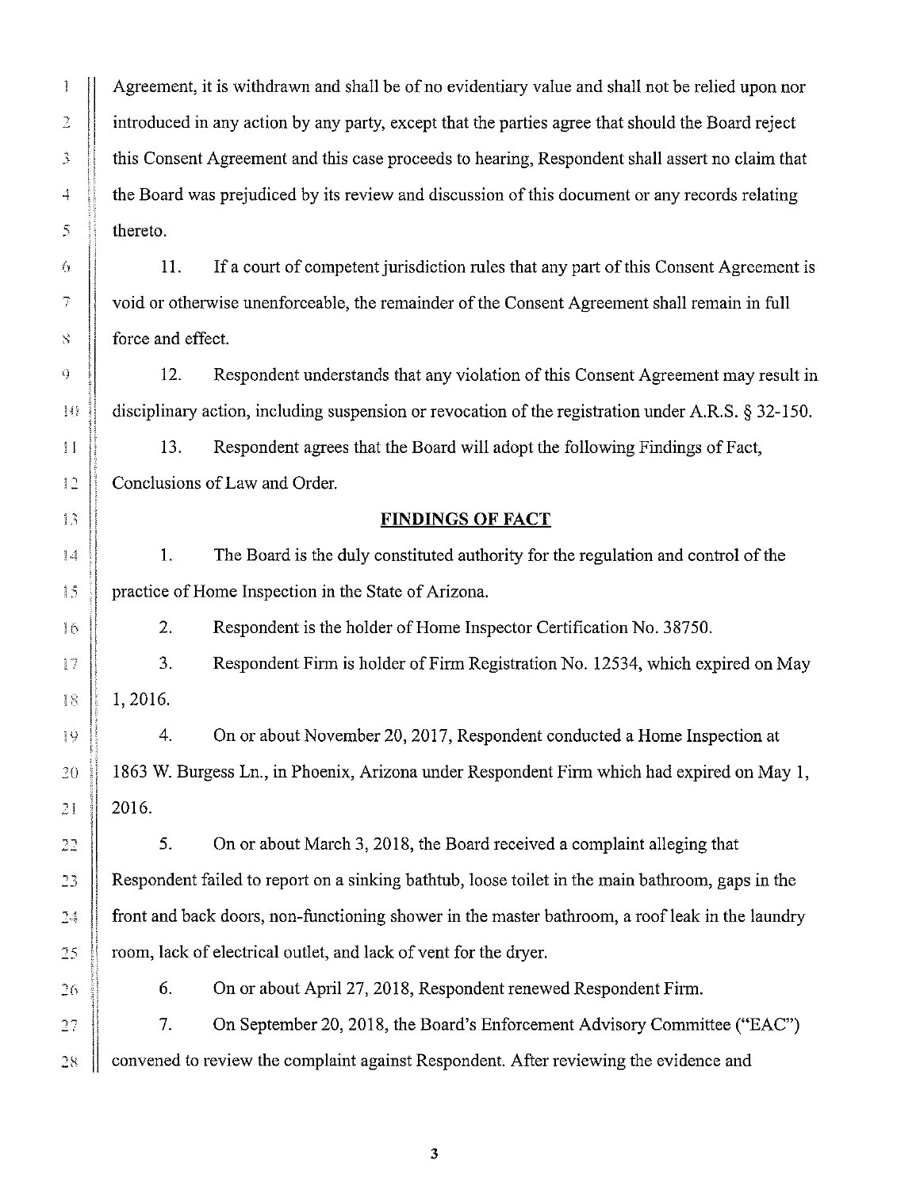Agreement, it is withdrawn and shall be of no evidentiary value and shall not be relied upon nor introduced in any action by any party, except that the parties agree that should the Board reject this Consent Agreement and this case proceeds to hearing, Respondent shall assert no claim that the Board was prejudiced by its review and discussion of this document or any records relating thereto.

11. If a court of competent jurisdiction rules that any part of this Consent Agreement is void or otherwise unenforceable, the remainder of the Consent Agreement shall remain in full force and effect.

12. Respondent understands that any violation of this Consent Agreement may result in disciplinary action, including suspension or revocation of the registration under A.R.S. § 32-150.

13. Respondent agrees that the Board will adopt the following Findings of Fact, Conclusions of Law and Order.

## FINDINGS OF FACT

1. The Board is the duly constituted authority for the regulation and control of the practice of Home Inspection in the State of Arizona.

2. Respondent is the holder of Home Inspector Certification No. 38750.

3. Respondent Firm is holder of Firm Registration No. 12534, which expired on May 1, 2016.

4. On or about November 20, 2017, Respondent conducted a Home Inspection at 1863 W. Burgess Ln., in Phoenix, Arizona under Respondent Firm which had expired on May 1, 2016.

5. On or about March 3, 2018, the Board received a complaint alleging that Respondent failed to report on a sinking bathtub, loose toilet in the main bathroom, gaps in the front and back doors, non-functioning shower in the master bathroom, a roof leak in the laundry room, lack of electrical outlet, and lack of vent for the dryer.

6. On or about April 27, 2018, Respondent renewed Respondent Firm.

7. On September 20, 2018, the Board's Enforcement Advisory Committee ("EAC") convened to review the complaint against Respondent. After reviewing the evidence and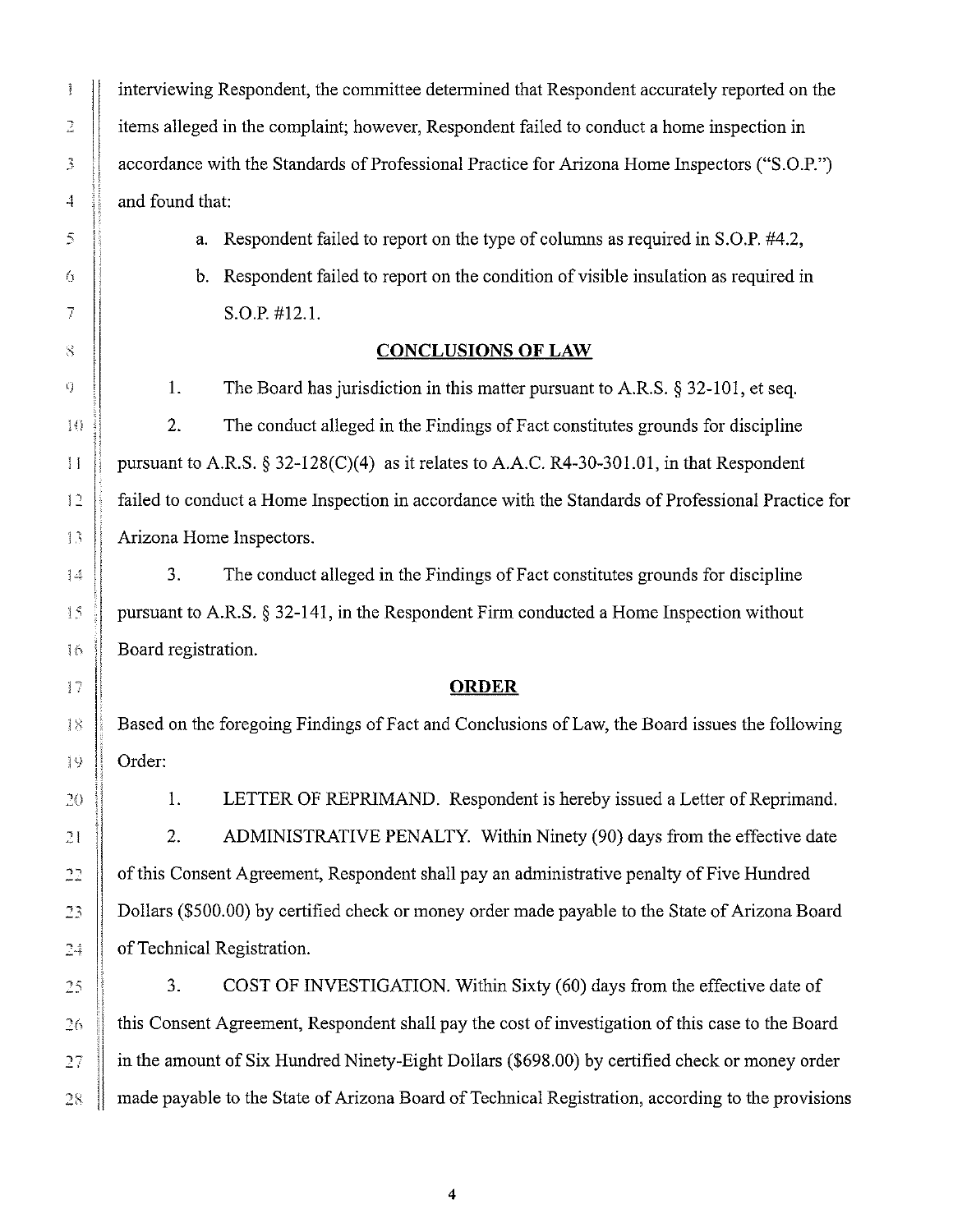interviewing Respondent, the committee determined that Respondent accurately reported on the items alleged in the complaint; however, Respondent failed to conduct a home inspection in accordance with the Standards of Professional Practice for Arizona Home Inspectors ("S.O.P.") and found that:

a. Respondent failed to report on the type of columns as required in S.O.P. #4.2,

b. Respondent failed to report on the condition of visible insulation as required in S.O.P. #12.1.

## CONCLUSIONS OF LAW

1. The Board has jurisdiction in this matter pursuant to A.R.S. § 32-101, et seq.

2. The conduct alleged in the Findings of Fact constitutes grounds for discipline pursuant to A.R.S. § 32-128(C)(4) as it relates to A.A.C. R4-30-301.01, in that Respondent failed to conduct a Home Inspection in accordance with the Standards of Professional Practice for Arizona Home Inspectors.

3. The conduct alleged in the Findings of Fact constitutes grounds for discipline pursuant to A.R.S. § 32-141, in the Respondent Firm conducted a Home Inspection without Board registration.

## ORDER

Based on the foregoing Findings of Fact and Conclusions of Law, the Board issues the following Order:

1. LETTER OF REPRIMAND. Respondent is hereby issued a Letter of Reprimand.

2. ADMINISTRATIVE PENALTY. Within Ninety (90) days from the effective date of this Consent Agreement, Respondent shall pay an administrative penalty of Five Hundred Dollars ($500.00) by certified check or money order made payable to the State of Arizona Board of Technical Registration.

3. COST OF INVESTIGATION. Within Sixty (60) days from the effective date of this Consent Agreement, Respondent shall pay the cost of investigation of this case to the Board in the amount of Six Hundred Ninety-Eight Dollars ($698.00) by certified check or money order made payable to the State of Arizona Board of Technical Registration, according to the provisions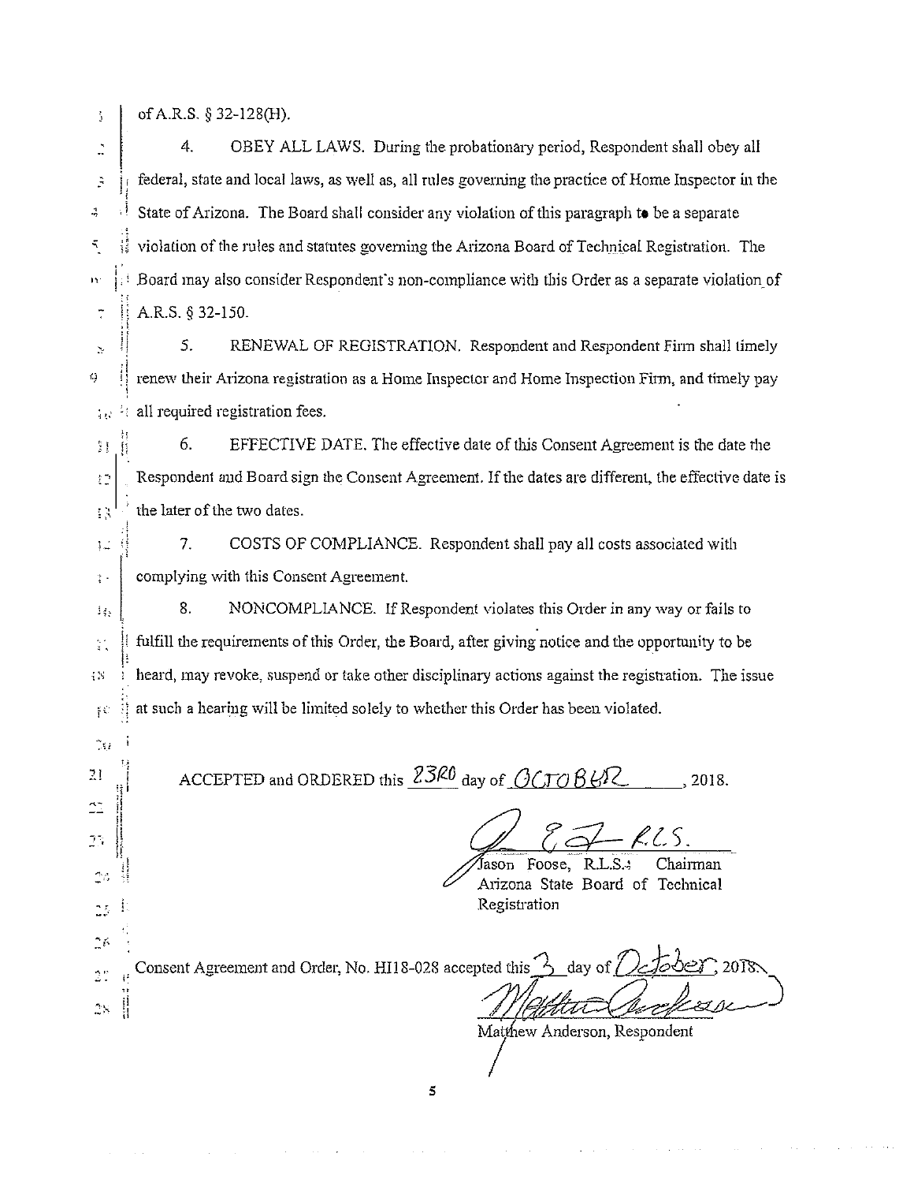of A.R.S. § 32-128(H).

4. OBEY ALL LAWS. During the probationary period, Respondent shall obey all federal, state and local laws, as well as, all rules governing the practice of Home Inspector in the State of Arizona. The Board shall consider any violation of this paragraph to be a separate violation of the rules and statutes governing the Arizona Board of Technical Registration. The Board may also consider Respondent's non-compliance with this Order as a separate violation of A.R.S. § 32-150.

5. RENEWAL OF REGISTRATION. Respondent and Respondent Firm shall timely renew their Arizona registration as a Home Inspector and Home Inspection Firm, and timely pay all required registration fees.

6. EFFECTIVE DATE. The effective date of this Consent Agreement is the date the Respondent and Board sign the Consent Agreement. If the dates are different, the effective date is the later of the two dates.

7. COSTS OF COMPLIANCE. Respondent shall pay all costs associated with complying with this Consent Agreement.

8. NONCOMPLIANCE. If Respondent violates this Order in any way or fails to fulfill the requirements of this Order, the Board, after giving notice and the opportunity to be heard, may revoke, suspend or take other disciplinary actions against the registration. The issue at such a hearing will be limited solely to whether this Order has been violated.

ACCEPTED and ORDERED this 23RD day of OCTOBER, 2018.

Jason Foose, R.L.S. Chairman
Arizona State Board of Technical Registration

Consent Agreement and Order, No. HI18-028 accepted this 3 day of October, 2018.

Matthew Anderson, Respondent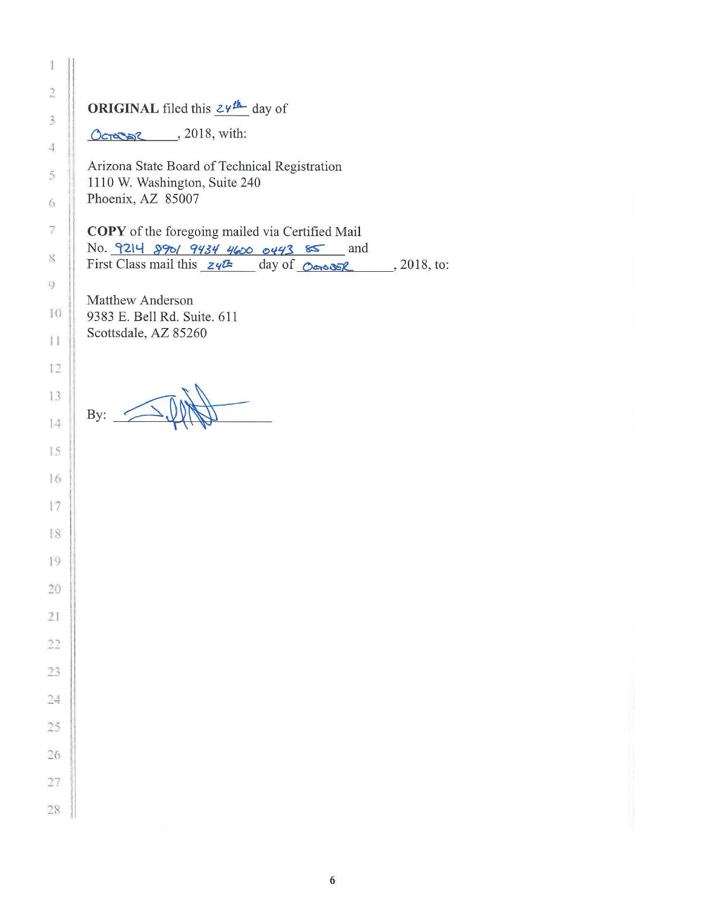**ORIGINAL** filed this 24th day of

October, 2018, with:

Arizona State Board of Technical Registration
1110 W. Washington, Suite 240
Phoenix, AZ 85007

**COPY** of the foregoing mailed via Certified Mail
No. 9214 8901 9434 4600 0443 85 and
First Class mail this 24th day of October, 2018, to:

Matthew Anderson
9383 E. Bell Rd. Suite. 611
Scottsdale, AZ 85260

By: ______________________